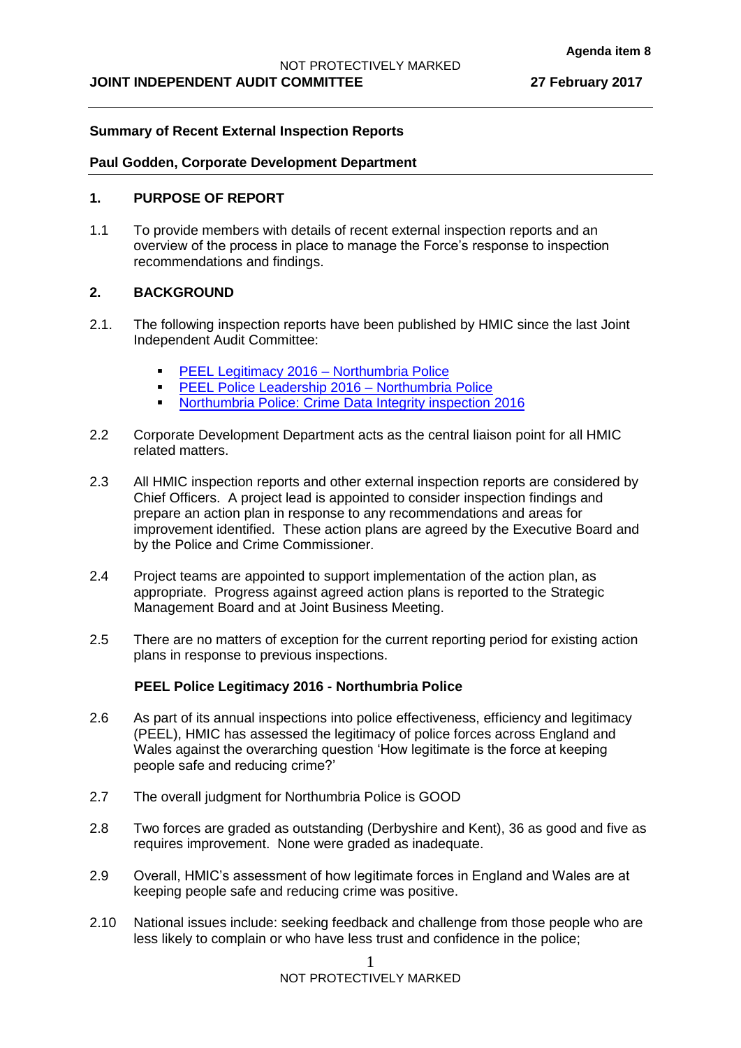Agenda item 8

NOT PROTECTIVELY MARKED

**JOINT INDEPENDENT AUDIT COMMITTEE** **27 February 2017**

---

**Summary of Recent External Inspection Reports**

**Paul Godden, Corporate Development Department**

---

## 1. PURPOSE OF REPORT

1.1 To provide members with details of recent external inspection reports and an overview of the process in place to manage the Force's response to inspection recommendations and findings.

## 2. BACKGROUND

2.1. The following inspection reports have been published by HMIC since the last Joint Independent Audit Committee:

- PEEL Legitimacy 2016 – Northumbria Police
- PEEL Police Leadership 2016 – Northumbria Police
- Northumbria Police: Crime Data Integrity inspection 2016

2.2 Corporate Development Department acts as the central liaison point for all HMIC related matters.

2.3 All HMIC inspection reports and other external inspection reports are considered by Chief Officers. A project lead is appointed to consider inspection findings and prepare an action plan in response to any recommendations and areas for improvement identified. These action plans are agreed by the Executive Board and by the Police and Crime Commissioner.

2.4 Project teams are appointed to support implementation of the action plan, as appropriate. Progress against agreed action plans is reported to the Strategic Management Board and at Joint Business Meeting.

2.5 There are no matters of exception for the current reporting period for existing action plans in response to previous inspections.

**PEEL Police Legitimacy 2016 - Northumbria Police**

2.6 As part of its annual inspections into police effectiveness, efficiency and legitimacy (PEEL), HMIC has assessed the legitimacy of police forces across England and Wales against the overarching question 'How legitimate is the force at keeping people safe and reducing crime?'

2.7 The overall judgment for Northumbria Police is GOOD

2.8 Two forces are graded as outstanding (Derbyshire and Kent), 36 as good and five as requires improvement. None were graded as inadequate.

2.9 Overall, HMIC's assessment of how legitimate forces in England and Wales are at keeping people safe and reducing crime was positive.

2.10 National issues include: seeking feedback and challenge from those people who are less likely to complain or who have less trust and confidence in the police;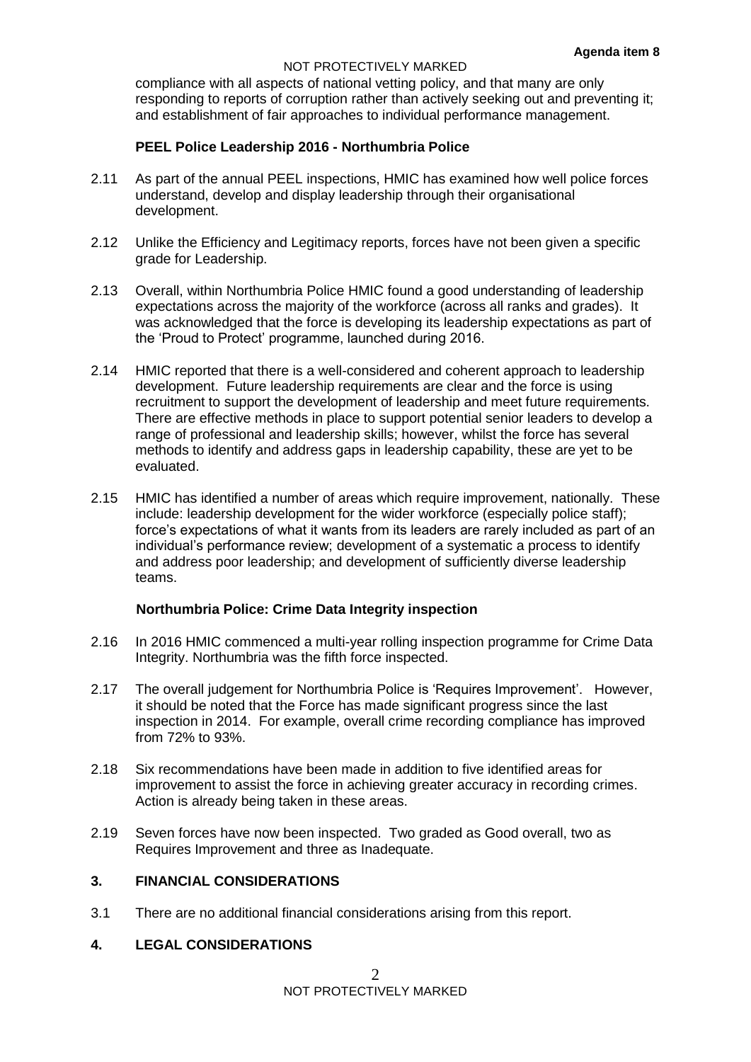compliance with all aspects of national vetting policy, and that many are only responding to reports of corruption rather than actively seeking out and preventing it; and establishment of fair approaches to individual performance management.

**PEEL Police Leadership 2016 - Northumbria Police**

2.11 As part of the annual PEEL inspections, HMIC has examined how well police forces understand, develop and display leadership through their organisational development.

2.12 Unlike the Efficiency and Legitimacy reports, forces have not been given a specific grade for Leadership.

2.13 Overall, within Northumbria Police HMIC found a good understanding of leadership expectations across the majority of the workforce (across all ranks and grades). It was acknowledged that the force is developing its leadership expectations as part of the 'Proud to Protect' programme, launched during 2016.

2.14 HMIC reported that there is a well-considered and coherent approach to leadership development. Future leadership requirements are clear and the force is using recruitment to support the development of leadership and meet future requirements. There are effective methods in place to support potential senior leaders to develop a range of professional and leadership skills; however, whilst the force has several methods to identify and address gaps in leadership capability, these are yet to be evaluated.

2.15 HMIC has identified a number of areas which require improvement, nationally. These include: leadership development for the wider workforce (especially police staff); force's expectations of what it wants from its leaders are rarely included as part of an individual's performance review; development of a systematic a process to identify and address poor leadership; and development of sufficiently diverse leadership teams.

**Northumbria Police: Crime Data Integrity inspection**

2.16 In 2016 HMIC commenced a multi-year rolling inspection programme for Crime Data Integrity. Northumbria was the fifth force inspected.

2.17 The overall judgement for Northumbria Police is 'Requires Improvement'. However, it should be noted that the Force has made significant progress since the last inspection in 2014. For example, overall crime recording compliance has improved from 72% to 93%.

2.18 Six recommendations have been made in addition to five identified areas for improvement to assist the force in achieving greater accuracy in recording crimes. Action is already being taken in these areas.

2.19 Seven forces have now been inspected. Two graded as Good overall, two as Requires Improvement and three as Inadequate.

## 3. FINANCIAL CONSIDERATIONS

3.1 There are no additional financial considerations arising from this report.

## 4. LEGAL CONSIDERATIONS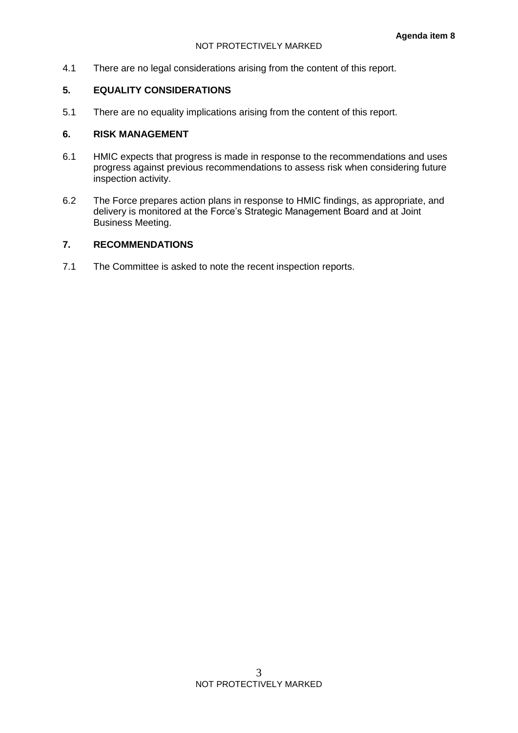4.1 There are no legal considerations arising from the content of this report.

## 5. EQUALITY CONSIDERATIONS

5.1 There are no equality implications arising from the content of this report.

## 6. RISK MANAGEMENT

6.1 HMIC expects that progress is made in response to the recommendations and uses progress against previous recommendations to assess risk when considering future inspection activity.

6.2 The Force prepares action plans in response to HMIC findings, as appropriate, and delivery is monitored at the Force's Strategic Management Board and at Joint Business Meeting.

## 7. RECOMMENDATIONS

7.1 The Committee is asked to note the recent inspection reports.